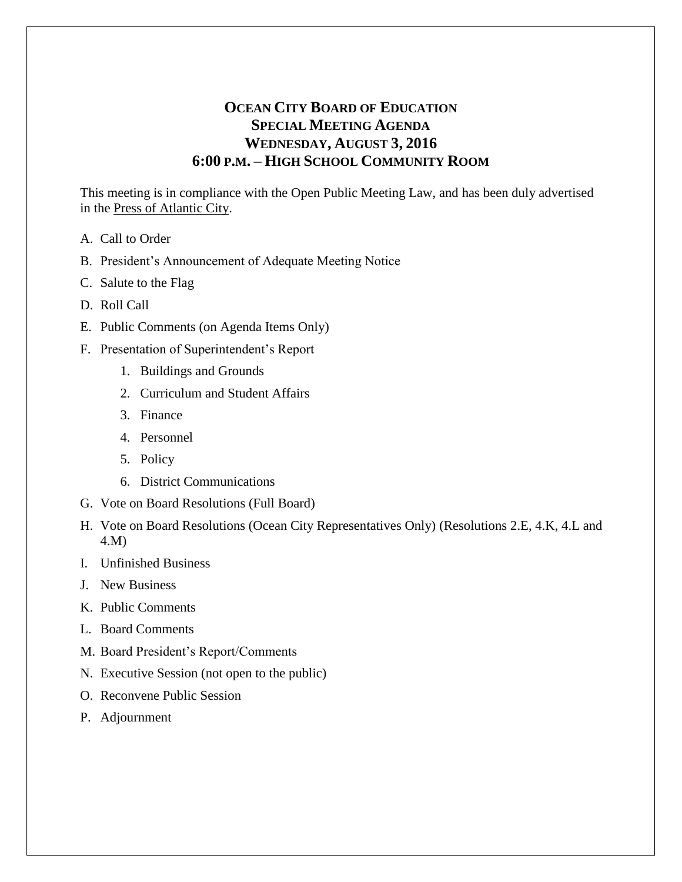# OCEAN CITY BOARD OF EDUCATION
## SPECIAL MEETING AGENDA
## WEDNESDAY, AUGUST 3, 2016
## 6:00 P.M. – HIGH SCHOOL COMMUNITY ROOM

This meeting is in compliance with the Open Public Meeting Law, and has been duly advertised in the Press of Atlantic City.

A. Call to Order

B. President's Announcement of Adequate Meeting Notice

C. Salute to the Flag

D. Roll Call

E. Public Comments (on Agenda Items Only)

F. Presentation of Superintendent's Report

1. Buildings and Grounds
2. Curriculum and Student Affairs
3. Finance
4. Personnel
5. Policy
6. District Communications

G. Vote on Board Resolutions (Full Board)

H. Vote on Board Resolutions (Ocean City Representatives Only) (Resolutions 2.E, 4.K, 4.L and 4.M)

I. Unfinished Business

J. New Business

K. Public Comments

L. Board Comments

M. Board President's Report/Comments

N. Executive Session (not open to the public)

O. Reconvene Public Session

P. Adjournment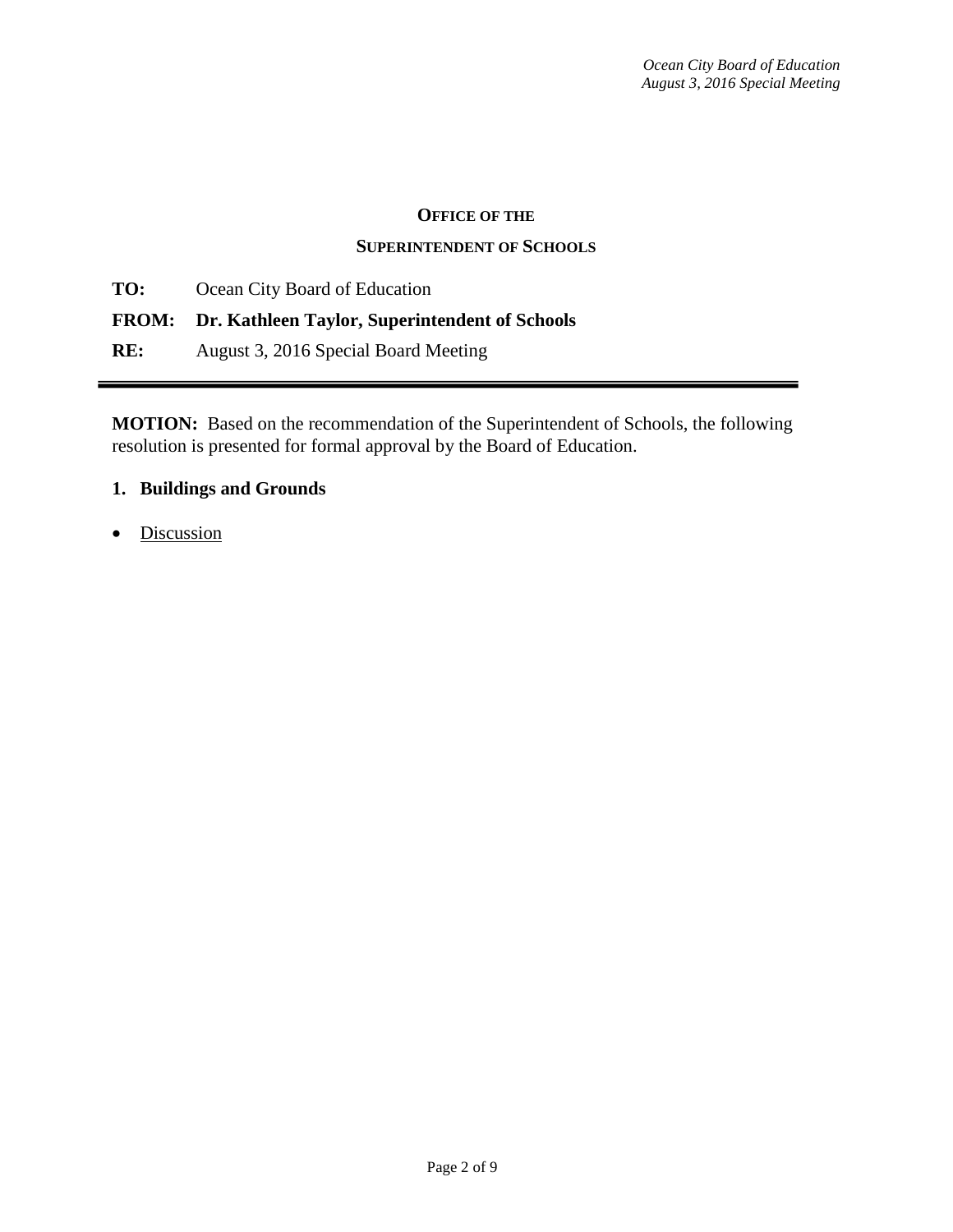**OFFICE OF THE**

**SUPERINTENDENT OF SCHOOLS**

**TO:** Ocean City Board of Education

**FROM: Dr. Kathleen Taylor, Superintendent of Schools**

**RE:** August 3, 2016 Special Board Meeting

---

**MOTION:** Based on the recommendation of the Superintendent of Schools, the following resolution is presented for formal approval by the Board of Education.

## 1. Buildings and Grounds

- Discussion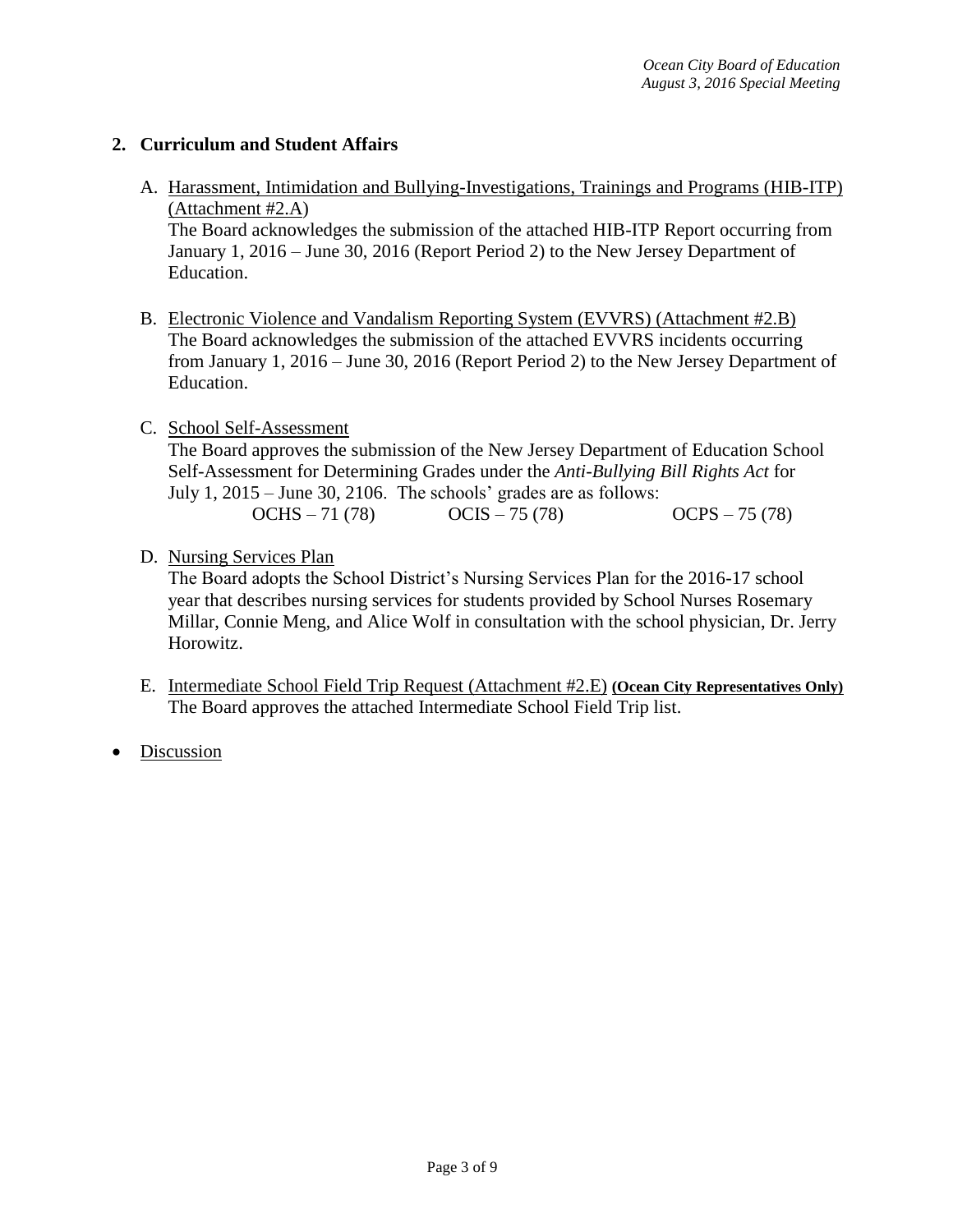## 2. Curriculum and Student Affairs

A. Harassment, Intimidation and Bullying-Investigations, Trainings and Programs (HIB-ITP) (Attachment #2.A)
   The Board acknowledges the submission of the attached HIB-ITP Report occurring from January 1, 2016 – June 30, 2016 (Report Period 2) to the New Jersey Department of Education.

B. Electronic Violence and Vandalism Reporting System (EVVRS) (Attachment #2.B)
   The Board acknowledges the submission of the attached EVVRS incidents occurring from January 1, 2016 – June 30, 2016 (Report Period 2) to the New Jersey Department of Education.

C. School Self-Assessment
   The Board approves the submission of the New Jersey Department of Education School Self-Assessment for Determining Grades under the *Anti-Bullying Bill Rights Act* for July 1, 2015 – June 30, 2106. The schools' grades are as follows:
   OCHS – 71 (78)     OCIS – 75 (78)     OCPS – 75 (78)

D. Nursing Services Plan
   The Board adopts the School District's Nursing Services Plan for the 2016-17 school year that describes nursing services for students provided by School Nurses Rosemary Millar, Connie Meng, and Alice Wolf in consultation with the school physician, Dr. Jerry Horowitz.

E. Intermediate School Field Trip Request (Attachment #2.E) **(Ocean City Representatives Only)**
   The Board approves the attached Intermediate School Field Trip list.

- Discussion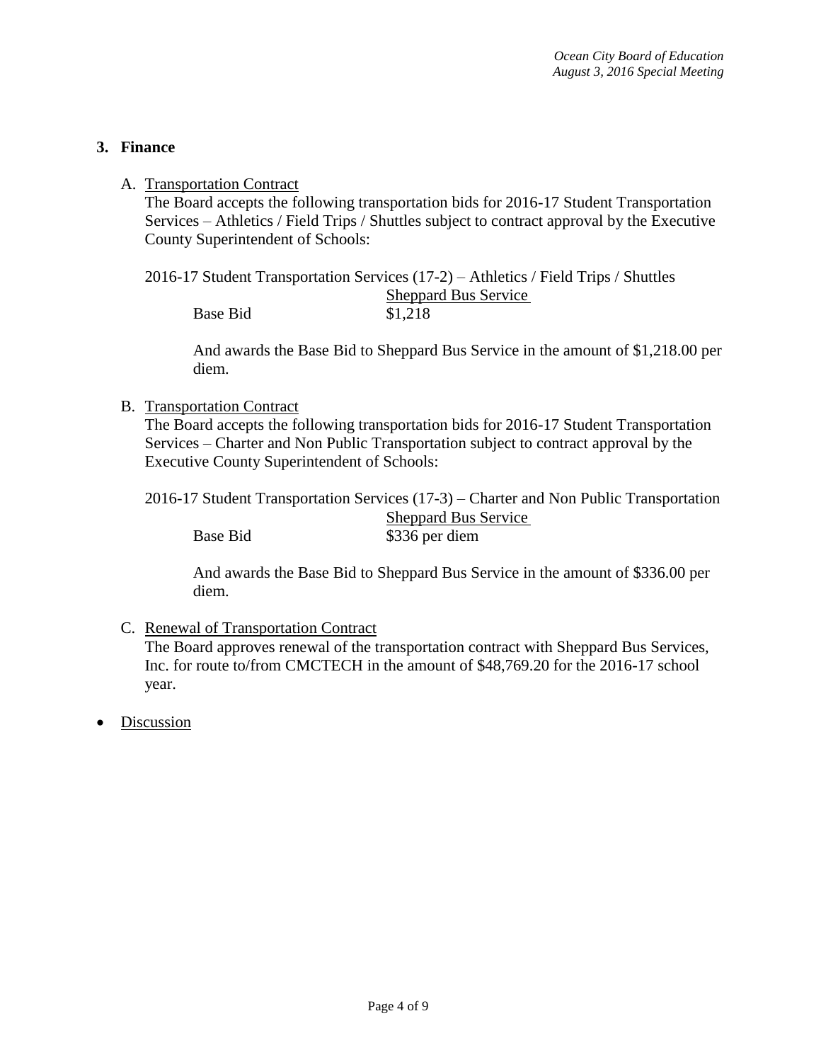## 3. Finance

A. <u>Transportation Contract</u>

The Board accepts the following transportation bids for 2016-17 Student Transportation Services – Athletics / Field Trips / Shuttles subject to contract approval by the Executive County Superintendent of Schools:

2016-17 Student Transportation Services (17-2) – Athletics / Field Trips / Shuttles

| | Sheppard Bus Service |
|---|---|
| Base Bid | $1,218 |

And awards the Base Bid to Sheppard Bus Service in the amount of $1,218.00 per diem.

B. <u>Transportation Contract</u>

The Board accepts the following transportation bids for 2016-17 Student Transportation Services – Charter and Non Public Transportation subject to contract approval by the Executive County Superintendent of Schools:

2016-17 Student Transportation Services (17-3) – Charter and Non Public Transportation

| | Sheppard Bus Service |
|---|---|
| Base Bid | $336 per diem |

And awards the Base Bid to Sheppard Bus Service in the amount of $336.00 per diem.

C. <u>Renewal of Transportation Contract</u>

The Board approves renewal of the transportation contract with Sheppard Bus Services, Inc. for route to/from CMCTECH in the amount of $48,769.20 for the 2016-17 school year.

- <u>Discussion</u>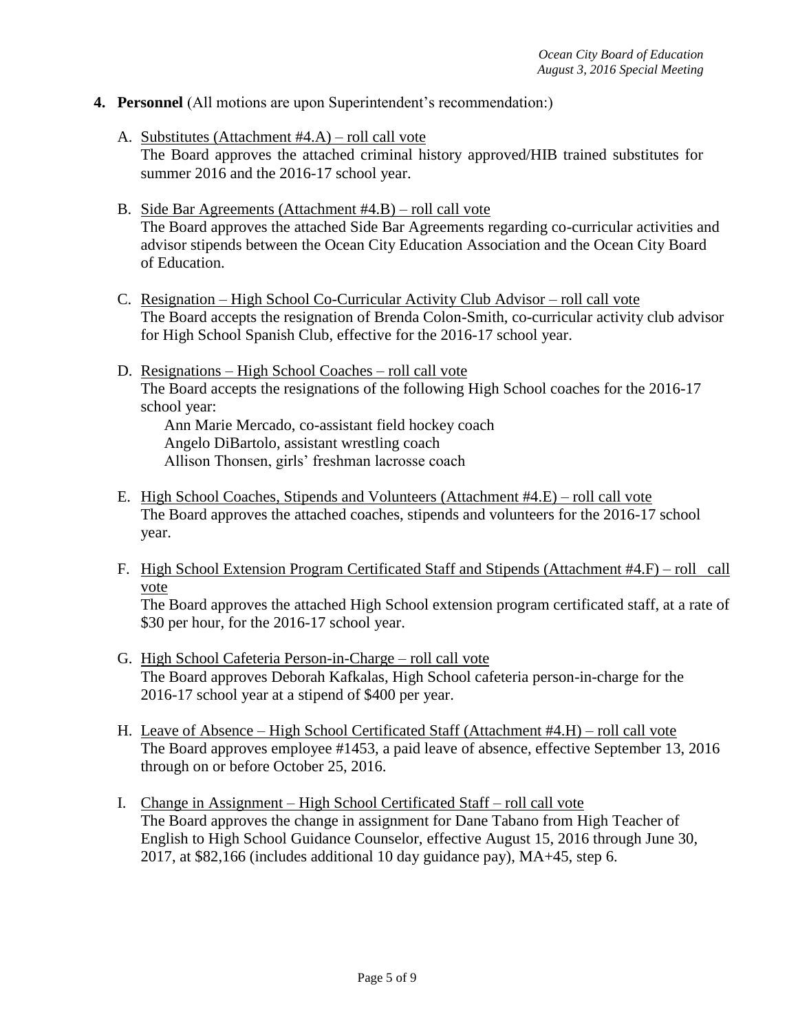**4. Personnel** (All motions are upon Superintendent's recommendation:)

A. <u>Substitutes (Attachment #4.A) – roll call vote</u>
The Board approves the attached criminal history approved/HIB trained substitutes for summer 2016 and the 2016-17 school year.

B. <u>Side Bar Agreements (Attachment #4.B) – roll call vote</u>
The Board approves the attached Side Bar Agreements regarding co-curricular activities and advisor stipends between the Ocean City Education Association and the Ocean City Board of Education.

C. <u>Resignation – High School Co-Curricular Activity Club Advisor – roll call vote</u>
The Board accepts the resignation of Brenda Colon-Smith, co-curricular activity club advisor for High School Spanish Club, effective for the 2016-17 school year.

D. <u>Resignations – High School Coaches – roll call vote</u>
The Board accepts the resignations of the following High School coaches for the 2016-17 school year:
Ann Marie Mercado, co-assistant field hockey coach
Angelo DiBartolo, assistant wrestling coach
Allison Thonsen, girls' freshman lacrosse coach

E. <u>High School Coaches, Stipends and Volunteers (Attachment #4.E) – roll call vote</u>
The Board approves the attached coaches, stipends and volunteers for the 2016-17 school year.

F. <u>High School Extension Program Certificated Staff and Stipends (Attachment #4.F) – roll call vote</u>
The Board approves the attached High School extension program certificated staff, at a rate of $30 per hour, for the 2016-17 school year.

G. <u>High School Cafeteria Person-in-Charge – roll call vote</u>
The Board approves Deborah Kafkalas, High School cafeteria person-in-charge for the 2016-17 school year at a stipend of $400 per year.

H. <u>Leave of Absence – High School Certificated Staff (Attachment #4.H) – roll call vote</u>
The Board approves employee #1453, a paid leave of absence, effective September 13, 2016 through on or before October 25, 2016.

I. <u>Change in Assignment – High School Certificated Staff – roll call vote</u>
The Board approves the change in assignment for Dane Tabano from High Teacher of English to High School Guidance Counselor, effective August 15, 2016 through June 30, 2017, at $82,166 (includes additional 10 day guidance pay), MA+45, step 6.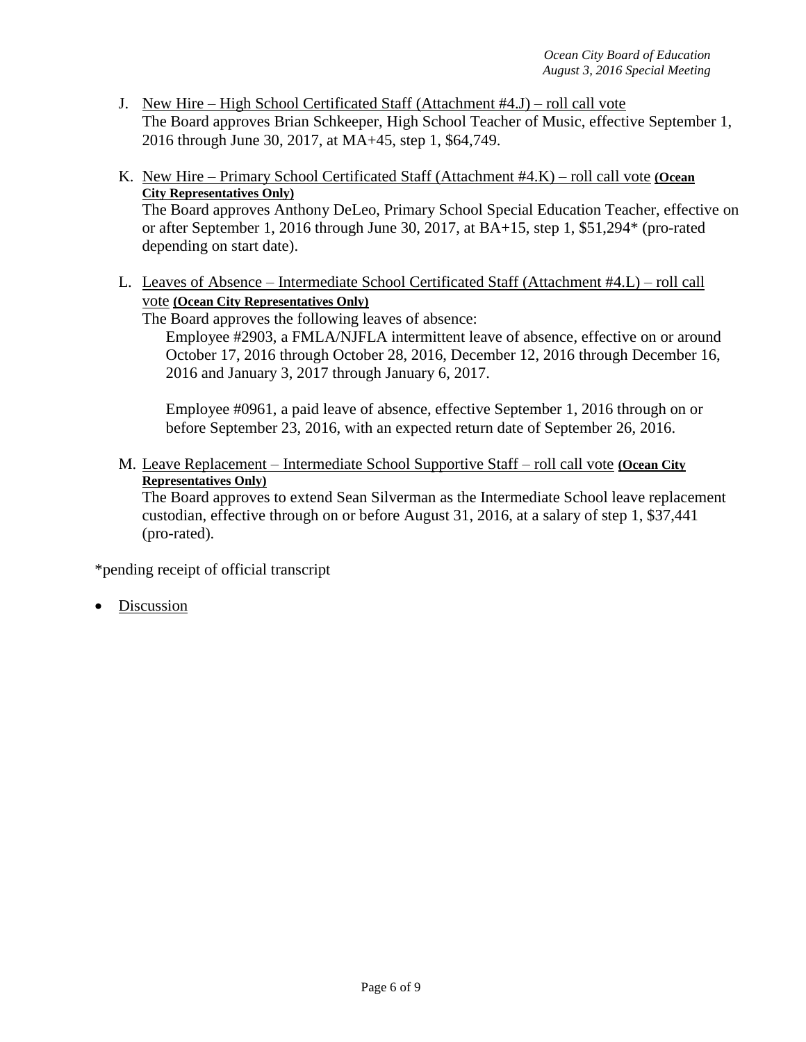J. <u>New Hire – High School Certificated Staff (Attachment #4.J) – roll call vote</u>
The Board approves Brian Schkeeper, High School Teacher of Music, effective September 1, 2016 through June 30, 2017, at MA+45, step 1, $64,749.

K. <u>New Hire – Primary School Certificated Staff (Attachment #4.K) – roll call vote</u> **<u>(Ocean City Representatives Only)</u>**
The Board approves Anthony DeLeo, Primary School Special Education Teacher, effective on or after September 1, 2016 through June 30, 2017, at BA+15, step 1, $51,294* (pro-rated depending on start date).

L. <u>Leaves of Absence – Intermediate School Certificated Staff (Attachment #4.L) – roll call vote</u> **<u>(Ocean City Representatives Only)</u>**
The Board approves the following leaves of absence:

Employee #2903, a FMLA/NJFLA intermittent leave of absence, effective on or around October 17, 2016 through October 28, 2016, December 12, 2016 through December 16, 2016 and January 3, 2017 through January 6, 2017.

Employee #0961, a paid leave of absence, effective September 1, 2016 through on or before September 23, 2016, with an expected return date of September 26, 2016.

M. <u>Leave Replacement – Intermediate School Supportive Staff – roll call vote</u> **<u>(Ocean City Representatives Only)</u>**
The Board approves to extend Sean Silverman as the Intermediate School leave replacement custodian, effective through on or before August 31, 2016, at a salary of step 1, $37,441 (pro-rated).

*pending receipt of official transcript

- <u>Discussion</u>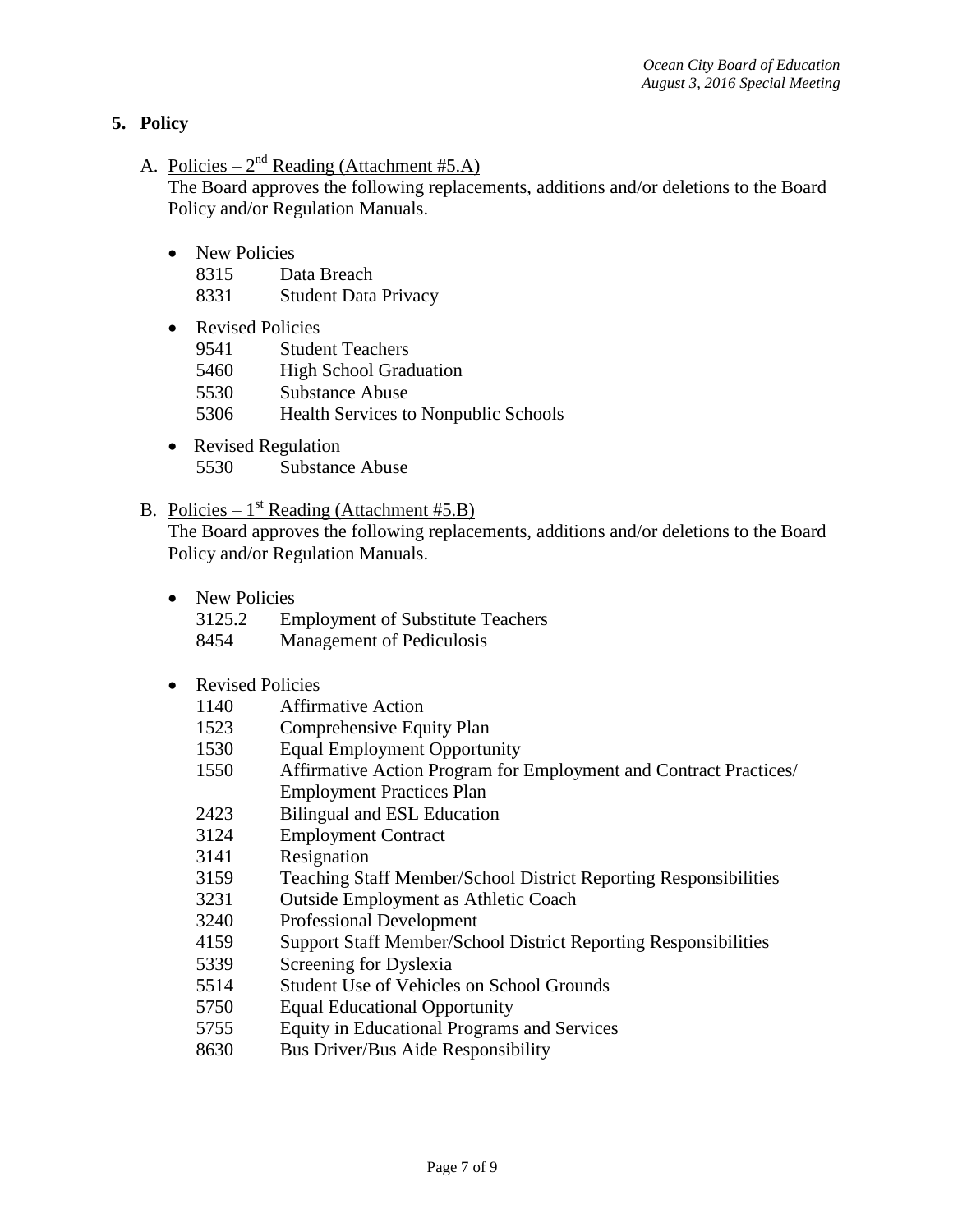## 5. Policy

A. Policies – 2nd Reading (Attachment #5.A)
The Board approves the following replacements, additions and/or deletions to the Board Policy and/or Regulation Manuals.

- New Policies
  - 8315 Data Breach
  - 8331 Student Data Privacy
- Revised Policies
  - 9541 Student Teachers
  - 5460 High School Graduation
  - 5530 Substance Abuse
  - 5306 Health Services to Nonpublic Schools
- Revised Regulation
  - 5530 Substance Abuse

B. Policies – 1st Reading (Attachment #5.B)
The Board approves the following replacements, additions and/or deletions to the Board Policy and/or Regulation Manuals.

- New Policies
  - 3125.2 Employment of Substitute Teachers
  - 8454 Management of Pediculosis
- Revised Policies
  - 1140 Affirmative Action
  - 1523 Comprehensive Equity Plan
  - 1530 Equal Employment Opportunity
  - 1550 Affirmative Action Program for Employment and Contract Practices/ Employment Practices Plan
  - 2423 Bilingual and ESL Education
  - 3124 Employment Contract
  - 3141 Resignation
  - 3159 Teaching Staff Member/School District Reporting Responsibilities
  - 3231 Outside Employment as Athletic Coach
  - 3240 Professional Development
  - 4159 Support Staff Member/School District Reporting Responsibilities
  - 5339 Screening for Dyslexia
  - 5514 Student Use of Vehicles on School Grounds
  - 5750 Equal Educational Opportunity
  - 5755 Equity in Educational Programs and Services
  - 8630 Bus Driver/Bus Aide Responsibility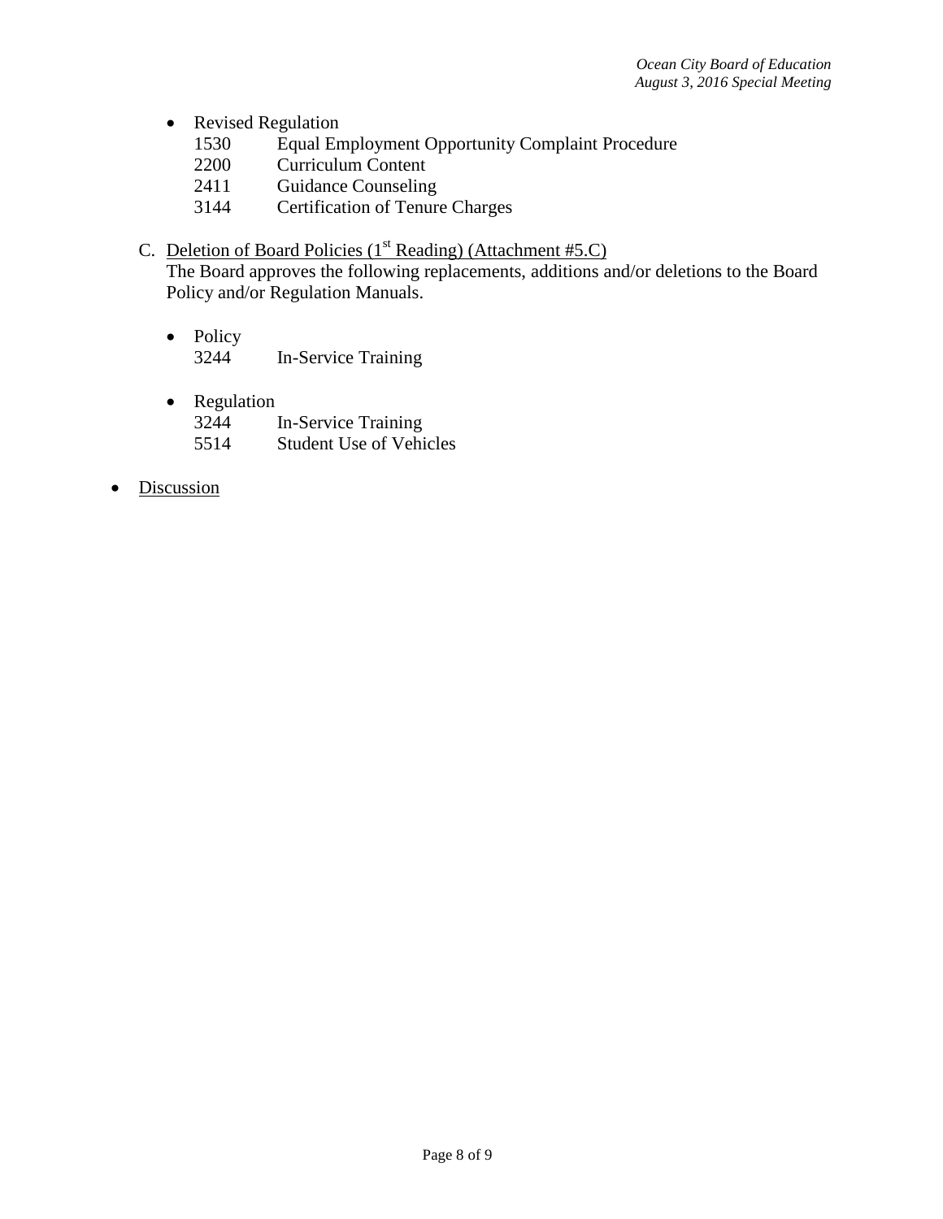- Revised Regulation
  - 1530 Equal Employment Opportunity Complaint Procedure
  - 2200 Curriculum Content
  - 2411 Guidance Counseling
  - 3144 Certification of Tenure Charges

C. <u>Deletion of Board Policies (1st Reading) (Attachment #5.C)</u>

The Board approves the following replacements, additions and/or deletions to the Board Policy and/or Regulation Manuals.

- Policy
  - 3244 In-Service Training

- Regulation
  - 3244 In-Service Training
  - 5514 Student Use of Vehicles

- <u>Discussion</u>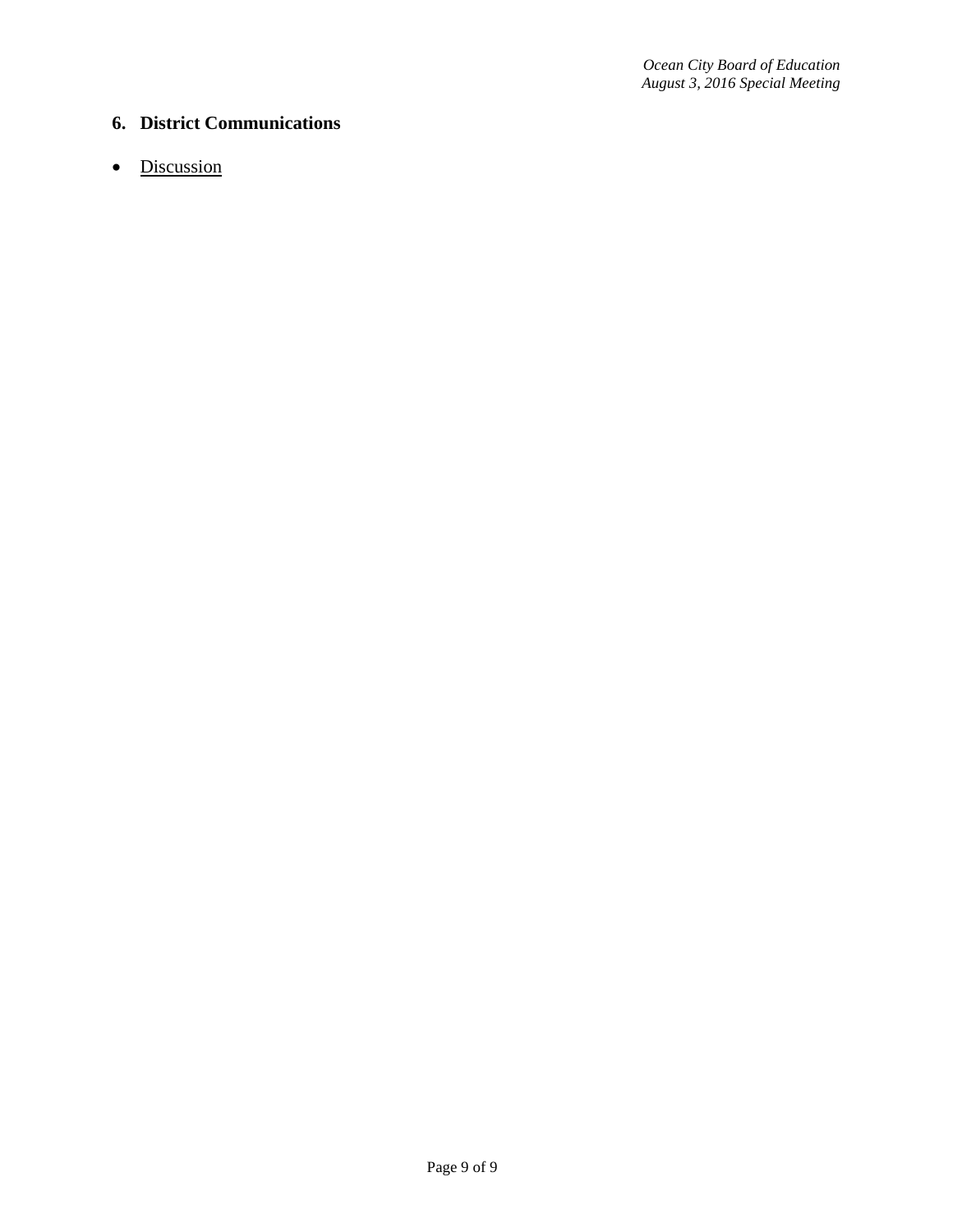## 6. District Communications

- Discussion